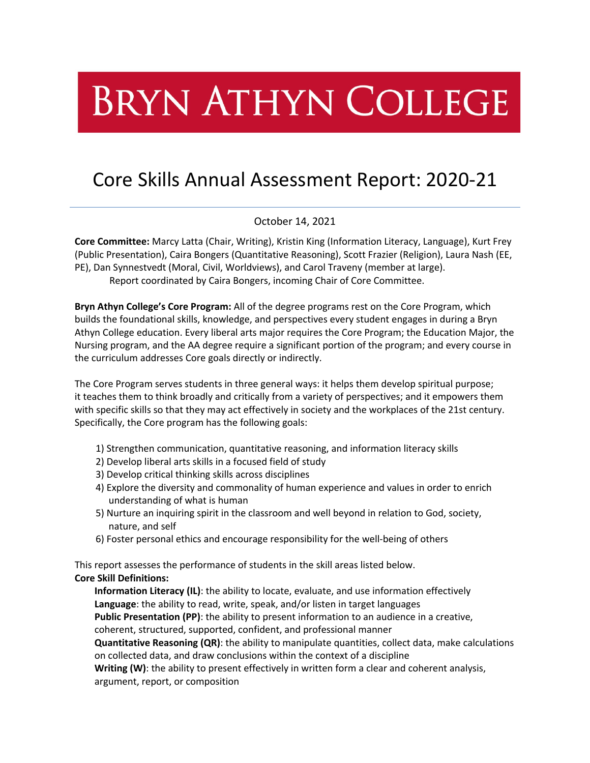# BRYN ATHYN COLLEGE

# Core Skills Annual Assessment Report: 2020-21

October 14, 2021

**Core Committee:** Marcy Latta (Chair, Writing), Kristin King (Information Literacy, Language), Kurt Frey (Public Presentation), Caira Bongers (Quantitative Reasoning), Scott Frazier (Religion), Laura Nash (EE, PE), Dan Synnestvedt (Moral, Civil, Worldviews), and Carol Traveny (member at large).

Report coordinated by Caira Bongers, incoming Chair of Core Committee.

**Bryn Athyn College's Core Program:** All of the degree programs rest on the Core Program, which builds the foundational skills, knowledge, and perspectives every student engages in during a Bryn Athyn College education. Every liberal arts major requires the Core Program; the Education Major, the Nursing program, and the AA degree require a significant portion of the program; and every course in the curriculum addresses Core goals directly or indirectly.

The Core Program serves students in three general ways: it helps them develop spiritual purpose; it teaches them to think broadly and critically from a variety of perspectives; and it empowers them with specific skills so that they may act effectively in society and the workplaces of the 21st century. Specifically, the Core program has the following goals:

1) Strengthen communication, quantitative reasoning, and information literacy skills
2) Develop liberal arts skills in a focused field of study
3) Develop critical thinking skills across disciplines
4) Explore the diversity and commonality of human experience and values in order to enrich understanding of what is human
5) Nurture an inquiring spirit in the classroom and well beyond in relation to God, society, nature, and self
6) Foster personal ethics and encourage responsibility for the well-being of others

This report assesses the performance of students in the skill areas listed below.

**Core Skill Definitions:**

**Information Literacy (IL)**: the ability to locate, evaluate, and use information effectively
**Language**: the ability to read, write, speak, and/or listen in target languages
**Public Presentation (PP)**: the ability to present information to an audience in a creative, coherent, structured, supported, confident, and professional manner
**Quantitative Reasoning (QR)**: the ability to manipulate quantities, collect data, make calculations on collected data, and draw conclusions within the context of a discipline
**Writing (W)**: the ability to present effectively in written form a clear and coherent analysis, argument, report, or composition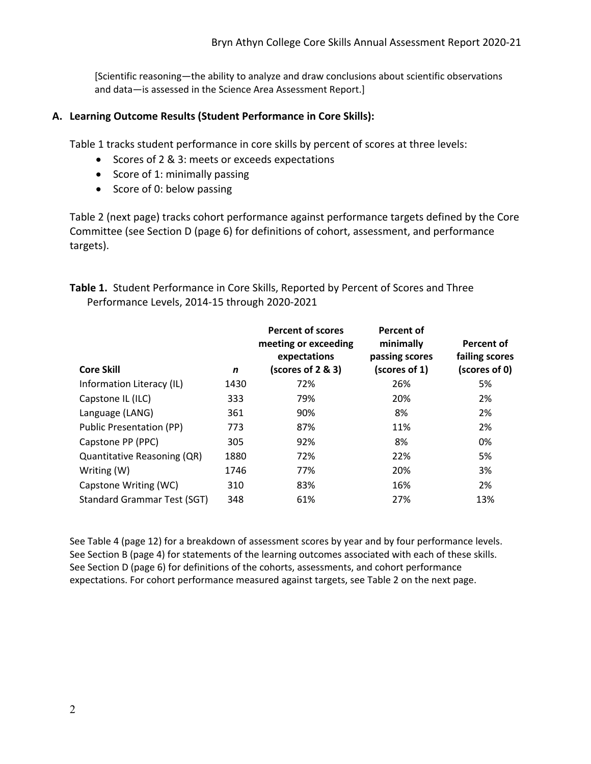[Scientific reasoning—the ability to analyze and draw conclusions about scientific observations and data—is assessed in the Science Area Assessment Report.]

## A. Learning Outcome Results (Student Performance in Core Skills):

Table 1 tracks student performance in core skills by percent of scores at three levels:

- Scores of 2 & 3: meets or exceeds expectations
- Score of 1: minimally passing
- Score of 0: below passing

Table 2 (next page) tracks cohort performance against performance targets defined by the Core Committee (see Section D (page 6) for definitions of cohort, assessment, and performance targets).

**Table 1.** Student Performance in Core Skills, Reported by Percent of Scores and Three Performance Levels, 2014-15 through 2020-2021

| Core Skill | *n* | Percent of scores meeting or exceeding expectations (scores of 2 & 3) | Percent of minimally passing scores (scores of 1) | Percent of failing scores (scores of 0) |
|---|---|---|---|---|
| Information Literacy (IL) | 1430 | 72% | 26% | 5% |
| Capstone IL (ILC) | 333 | 79% | 20% | 2% |
| Language (LANG) | 361 | 90% | 8% | 2% |
| Public Presentation (PP) | 773 | 87% | 11% | 2% |
| Capstone PP (PPC) | 305 | 92% | 8% | 0% |
| Quantitative Reasoning (QR) | 1880 | 72% | 22% | 5% |
| Writing (W) | 1746 | 77% | 20% | 3% |
| Capstone Writing (WC) | 310 | 83% | 16% | 2% |
| Standard Grammar Test (SGT) | 348 | 61% | 27% | 13% |

See Table 4 (page 12) for a breakdown of assessment scores by year and by four performance levels. See Section B (page 4) for statements of the learning outcomes associated with each of these skills. See Section D (page 6) for definitions of the cohorts, assessments, and cohort performance expectations. For cohort performance measured against targets, see Table 2 on the next page.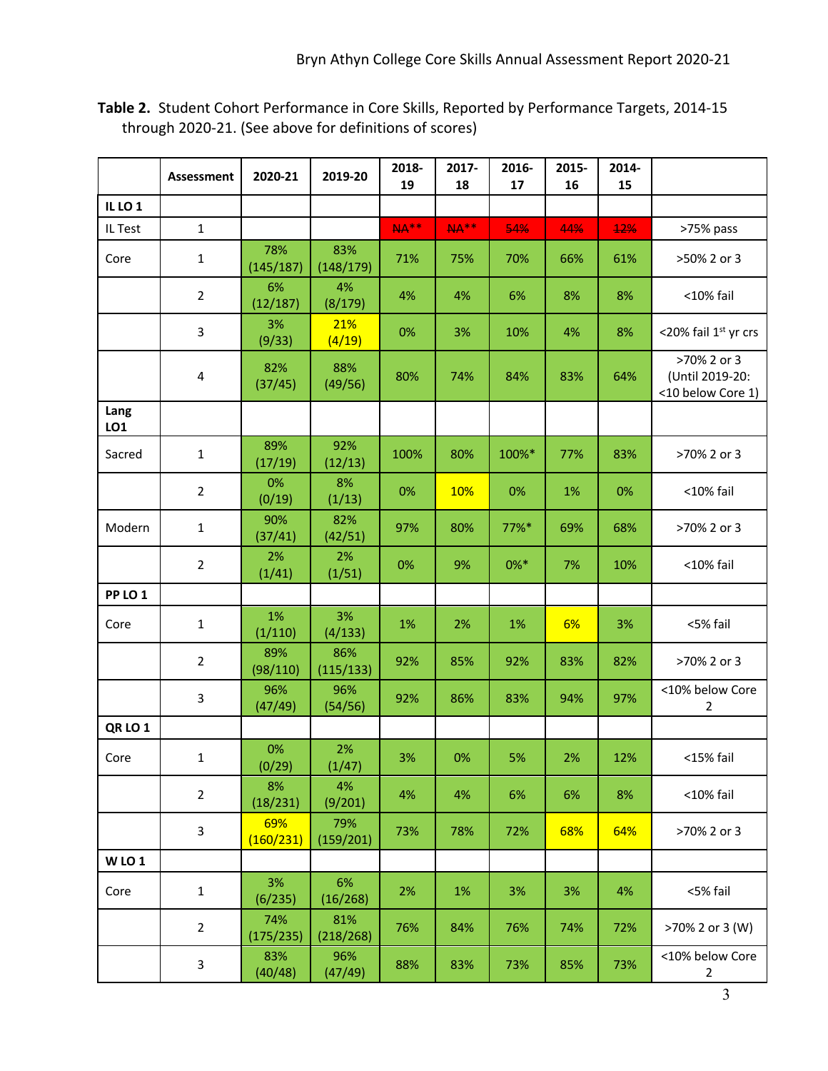**Table 2.** Student Cohort Performance in Core Skills, Reported by Performance Targets, 2014-15 through 2020-21. (See above for definitions of scores)

| | Assessment | 2020-21 | 2019-20 | 2018-19 | 2017-18 | 2016-17 | 2015-16 | 2014-15 | |
|---|---|---|---|---|---|---|---|---|---|
| **IL LO 1** | | | | | | | | | |
| IL Test | 1 | | | ~~NA**~~ | ~~NA**~~ | ~~54%~~ | ~~44%~~ | ~~12%~~ | >75% pass |
| Core | 1 | 78% (145/187) | 83% (148/179) | 71% | 75% | 70% | 66% | 61% | >50% 2 or 3 |
| | 2 | 6% (12/187) | 4% (8/179) | 4% | 4% | 6% | 8% | 8% | <10% fail |
| | 3 | 3% (9/33) | 21% (4/19) | 0% | 3% | 10% | 4% | 8% | <20% fail 1st yr crs |
| | 4 | 82% (37/45) | 88% (49/56) | 80% | 74% | 84% | 83% | 64% | >70% 2 or 3 (Until 2019-20: <10 below Core 1) |
| **Lang LO1** | | | | | | | | | |
| Sacred | 1 | 89% (17/19) | 92% (12/13) | 100% | 80% | 100%* | 77% | 83% | >70% 2 or 3 |
| | 2 | 0% (0/19) | 8% (1/13) | 0% | 10% | 0% | 1% | 0% | <10% fail |
| Modern | 1 | 90% (37/41) | 82% (42/51) | 97% | 80% | 77%* | 69% | 68% | >70% 2 or 3 |
| | 2 | 2% (1/41) | 2% (1/51) | 0% | 9% | 0%* | 7% | 10% | <10% fail |
| **PP LO 1** | | | | | | | | | |
| Core | 1 | 1% (1/110) | 3% (4/133) | 1% | 2% | 1% | 6% | 3% | <5% fail |
| | 2 | 89% (98/110) | 86% (115/133) | 92% | 85% | 92% | 83% | 82% | >70% 2 or 3 |
| | 3 | 96% (47/49) | 96% (54/56) | 92% | 86% | 83% | 94% | 97% | <10% below Core 2 |
| **QR LO 1** | | | | | | | | | |
| Core | 1 | 0% (0/29) | 2% (1/47) | 3% | 0% | 5% | 2% | 12% | <15% fail |
| | 2 | 8% (18/231) | 4% (9/201) | 4% | 4% | 6% | 6% | 8% | <10% fail |
| | 3 | 69% (160/231) | 79% (159/201) | 73% | 78% | 72% | 68% | 64% | >70% 2 or 3 |
| **W LO 1** | | | | | | | | | |
| Core | 1 | 3% (6/235) | 6% (16/268) | 2% | 1% | 3% | 3% | 4% | <5% fail |
| | 2 | 74% (175/235) | 81% (218/268) | 76% | 84% | 76% | 74% | 72% | >70% 2 or 3 (W) |
| | 3 | 83% (40/48) | 96% (47/49) | 88% | 83% | 73% | 85% | 73% | <10% below Core 2 |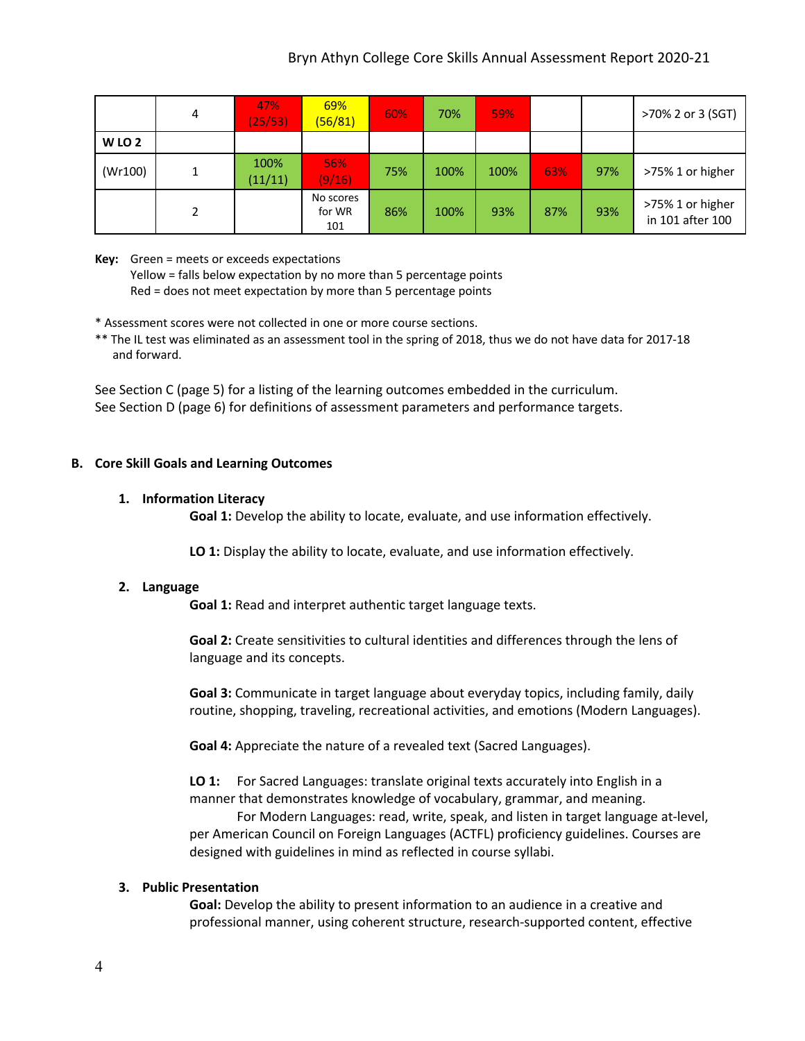|  | 4 | 47% (25/53) | 69% (56/81) | 60% | 70% | 59% |  |  | >70% 2 or 3 (SGT) |
|---|---|---|---|---|---|---|---|---|---|
| **W LO 2** |  |  |  |  |  |  |  |  |  |
| (Wr100) | 1 | 100% (11/11) | 56% (9/16) | 75% | 100% | 100% | 63% | 97% | >75% 1 or higher |
|  | 2 |  | No scores for WR 101 | 86% | 100% | 93% | 87% | 93% | >75% 1 or higher in 101 after 100 |

**Key:** Green = meets or exceeds expectations
Yellow = falls below expectation by no more than 5 percentage points
Red = does not meet expectation by more than 5 percentage points

\* Assessment scores were not collected in one or more course sections.

\*\* The IL test was eliminated as an assessment tool in the spring of 2018, thus we do not have data for 2017-18 and forward.

See Section C (page 5) for a listing of the learning outcomes embedded in the curriculum.
See Section D (page 6) for definitions of assessment parameters and performance targets.

## B. Core Skill Goals and Learning Outcomes

### 1. Information Literacy

**Goal 1:** Develop the ability to locate, evaluate, and use information effectively.

**LO 1:** Display the ability to locate, evaluate, and use information effectively.

### 2. Language

**Goal 1:** Read and interpret authentic target language texts.

**Goal 2:** Create sensitivities to cultural identities and differences through the lens of language and its concepts.

**Goal 3:** Communicate in target language about everyday topics, including family, daily routine, shopping, traveling, recreational activities, and emotions (Modern Languages).

**Goal 4:** Appreciate the nature of a revealed text (Sacred Languages).

**LO 1:** For Sacred Languages: translate original texts accurately into English in a manner that demonstrates knowledge of vocabulary, grammar, and meaning.
For Modern Languages: read, write, speak, and listen in target language at-level, per American Council on Foreign Languages (ACTFL) proficiency guidelines. Courses are designed with guidelines in mind as reflected in course syllabi.

### 3. Public Presentation

**Goal:** Develop the ability to present information to an audience in a creative and professional manner, using coherent structure, research-supported content, effective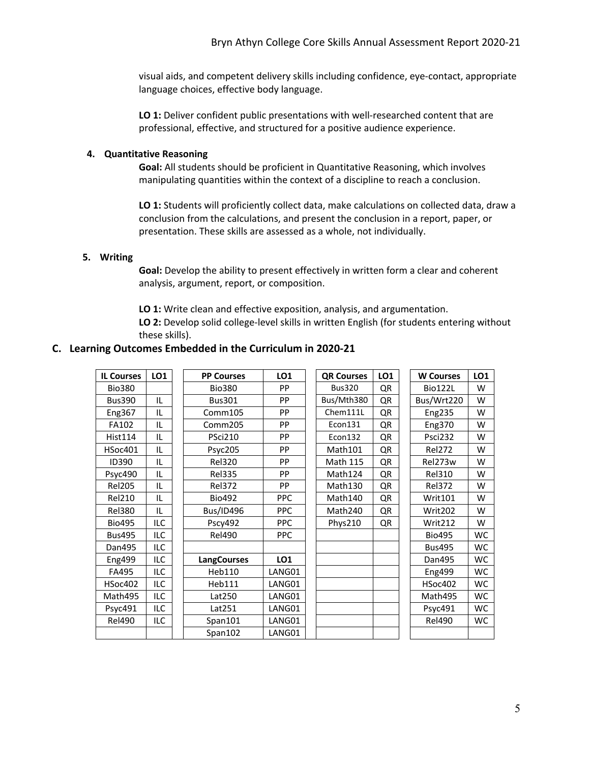visual aids, and competent delivery skills including confidence, eye-contact, appropriate language choices, effective body language.

**LO 1:** Deliver confident public presentations with well-researched content that are professional, effective, and structured for a positive audience experience.

**4. Quantitative Reasoning**

**Goal:** All students should be proficient in Quantitative Reasoning, which involves manipulating quantities within the context of a discipline to reach a conclusion.

**LO 1:** Students will proficiently collect data, make calculations on collected data, draw a conclusion from the calculations, and present the conclusion in a report, paper, or presentation. These skills are assessed as a whole, not individually.

**5. Writing**

**Goal:** Develop the ability to present effectively in written form a clear and coherent analysis, argument, report, or composition.

**LO 1:** Write clean and effective exposition, analysis, and argumentation.
**LO 2:** Develop solid college-level skills in written English (for students entering without these skills).

## C. Learning Outcomes Embedded in the Curriculum in 2020-21

| IL Courses | LO1 |
|---|---|
| Bio380 | |
| Bus390 | IL |
| Eng367 | IL |
| FA102 | IL |
| Hist114 | IL |
| HSoc401 | IL |
| ID390 | IL |
| Psyc490 | IL |
| Rel205 | IL |
| Rel210 | IL |
| Rel380 | IL |
| Bio495 | ILC |
| Bus495 | ILC |
| Dan495 | ILC |
| Eng499 | ILC |
| FA495 | ILC |
| HSoc402 | ILC |
| Math495 | ILC |
| Psyc491 | ILC |
| Rel490 | ILC |

| PP Courses | LO1 |
|---|---|
| Bio380 | PP |
| Bus301 | PP |
| Comm105 | PP |
| Comm205 | PP |
| PSci210 | PP |
| Psyc205 | PP |
| Rel320 | PP |
| Rel335 | PP |
| Rel372 | PP |
| Bio492 | PPC |
| Bus/ID496 | PPC |
| Pscy492 | PPC |
| Rel490 | PPC |

| LangCourses | LO1 |
|---|---|
| Heb110 | LANG01 |
| Heb111 | LANG01 |
| Lat250 | LANG01 |
| Lat251 | LANG01 |
| Span101 | LANG01 |
| Span102 | LANG01 |

| QR Courses | LO1 |
|---|---|
| Bus320 | QR |
| Bus/Mth380 | QR |
| Chem111L | QR |
| Econ131 | QR |
| Econ132 | QR |
| Math101 | QR |
| Math 115 | QR |
| Math124 | QR |
| Math130 | QR |
| Math140 | QR |
| Math240 | QR |
| Phys210 | QR |

| W Courses | LO1 |
|---|---|
| Bio122L | W |
| Bus/Wrt220 | W |
| Eng235 | W |
| Eng370 | W |
| Psci232 | W |
| Rel272 | W |
| Rel273w | W |
| Rel310 | W |
| Rel372 | W |
| Writ101 | W |
| Writ202 | W |
| Writ212 | W |
| Bio495 | WC |
| Bus495 | WC |
| Dan495 | WC |
| Eng499 | WC |
| HSoc402 | WC |
| Math495 | WC |
| Psyc491 | WC |
| Rel490 | WC |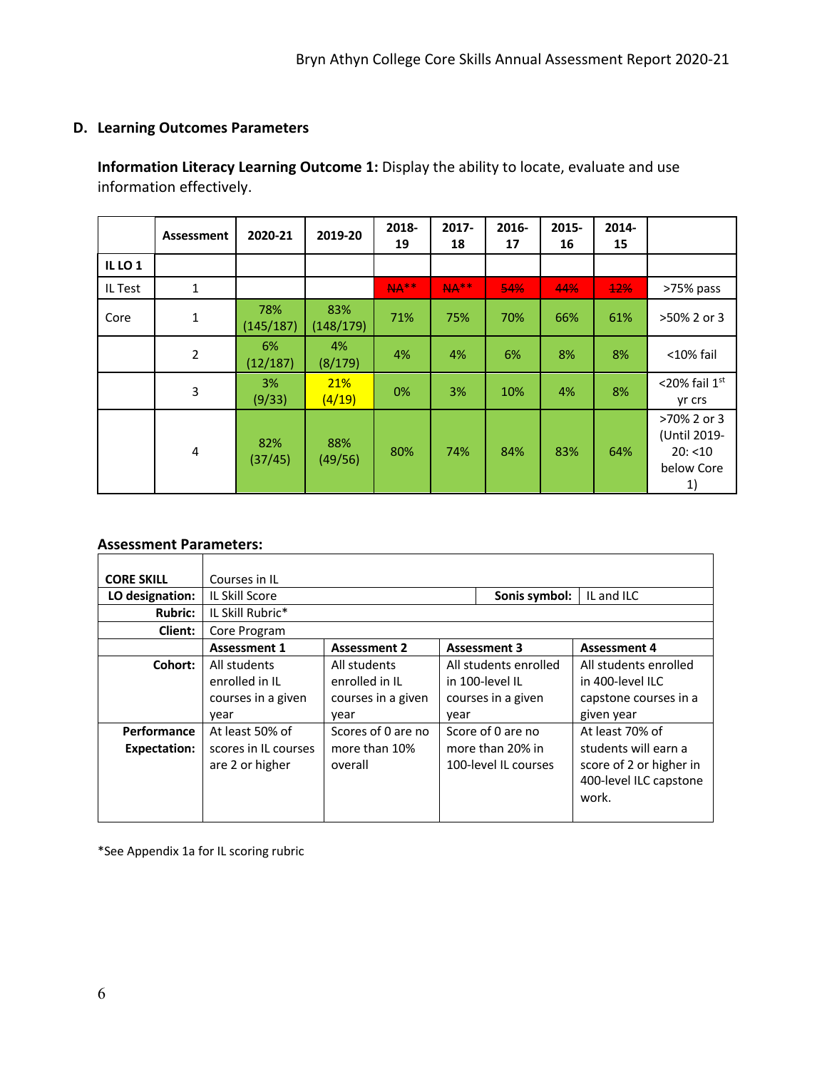## D. Learning Outcomes Parameters

**Information Literacy Learning Outcome 1:** Display the ability to locate, evaluate and use information effectively.

| | Assessment | 2020-21 | 2019-20 | 2018-19 | 2017-18 | 2016-17 | 2015-16 | 2014-15 | |
|---|---|---|---|---|---|---|---|---|---|
| **IL LO 1** | | | | | | | | | |
| IL Test | 1 | | | ~~NA**~~ | ~~NA**~~ | ~~54%~~ | ~~44%~~ | ~~12%~~ | >75% pass |
| Core | 1 | 78% (145/187) | 83% (148/179) | 71% | 75% | 70% | 66% | 61% | >50% 2 or 3 |
| | 2 | 6% (12/187) | 4% (8/179) | 4% | 4% | 6% | 8% | 8% | <10% fail |
| | 3 | 3% (9/33) | 21% (4/19) | 0% | 3% | 10% | 4% | 8% | <20% fail 1st yr crs |
| | 4 | 82% (37/45) | 88% (49/56) | 80% | 74% | 84% | 83% | 64% | >70% 2 or 3 (Until 2019-20: <10 below Core 1) |

### Assessment Parameters:

| **CORE SKILL** | Courses in IL | | |
|---|---|---|---|
| **LO designation:** | IL Skill Score | **Sonis symbol:** | IL and ILC |
| **Rubric:** | IL Skill Rubric* | | |
| **Client:** | Core Program | | |

| | **Assessment 1** | **Assessment 2** | **Assessment 3** | **Assessment 4** |
|---|---|---|---|---|
| **Cohort:** | All students enrolled in IL courses in a given year | All students enrolled in IL courses in a given year | All students enrolled in 100-level IL courses in a given year | All students enrolled in 400-level ILC capstone courses in a given year |
| **Performance Expectation:** | At least 50% of scores in IL courses are 2 or higher | Scores of 0 are no more than 10% overall | Score of 0 are no more than 20% in 100-level IL courses | At least 70% of students will earn a score of 2 or higher in 400-level ILC capstone work. |

*See Appendix 1a for IL scoring rubric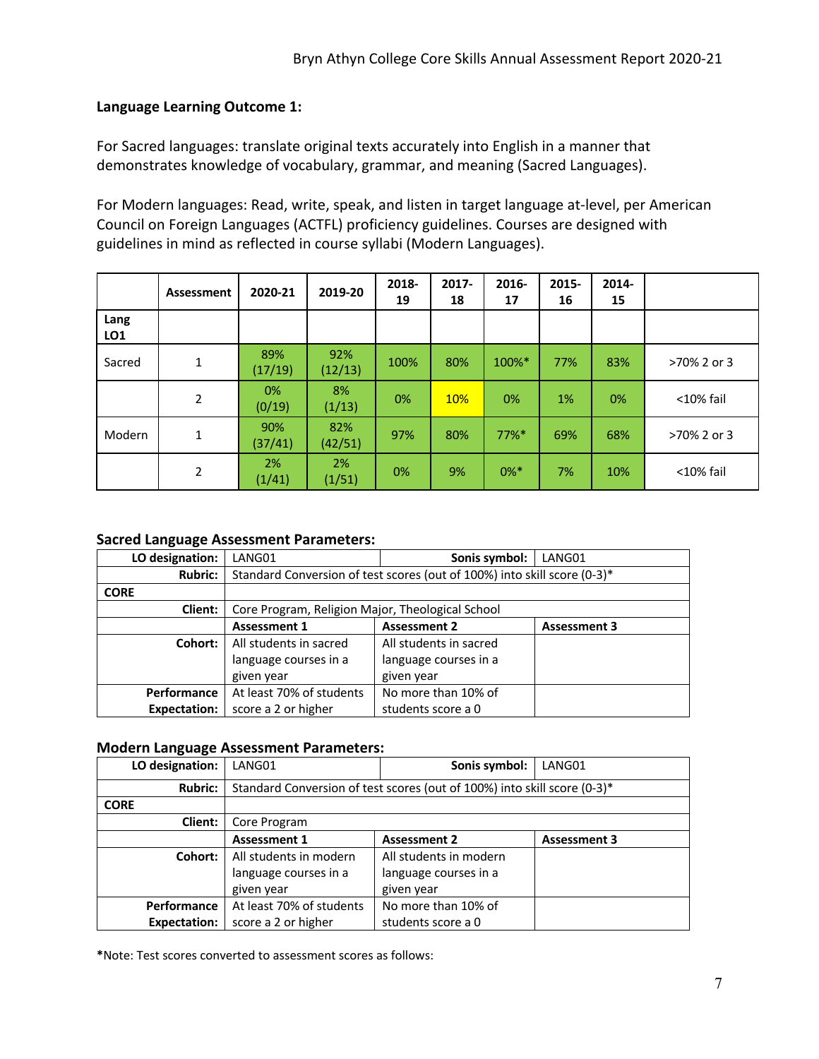**Language Learning Outcome 1:**

For Sacred languages: translate original texts accurately into English in a manner that demonstrates knowledge of vocabulary, grammar, and meaning (Sacred Languages).

For Modern languages: Read, write, speak, and listen in target language at-level, per American Council on Foreign Languages (ACTFL) proficiency guidelines. Courses are designed with guidelines in mind as reflected in course syllabi (Modern Languages).

| | Assessment | 2020-21 | 2019-20 | 2018-19 | 2017-18 | 2016-17 | 2015-16 | 2014-15 | |
|---|---|---|---|---|---|---|---|---|---|
| Lang LO1 | | | | | | | | | |
| Sacred | 1 | 89% (17/19) | 92% (12/13) | 100% | 80% | 100%* | 77% | 83% | >70% 2 or 3 |
| | 2 | 0% (0/19) | 8% (1/13) | 0% | 10% | 0% | 1% | 0% | <10% fail |
| Modern | 1 | 90% (37/41) | 82% (42/51) | 97% | 80% | 77%* | 69% | 68% | >70% 2 or 3 |
| | 2 | 2% (1/41) | 2% (1/51) | 0% | 9% | 0%* | 7% | 10% | <10% fail |

**Sacred Language Assessment Parameters:**

| LO designation: | LANG01 | Sonis symbol: | LANG01 |
|---|---|---|---|
| Rubric: | Standard Conversion of test scores (out of 100%) into skill score (0-3)* | | |
| CORE | | | |
| Client: | Core Program, Religion Major, Theological School | | |
| | Assessment 1 | Assessment 2 | Assessment 3 |
| Cohort: | All students in sacred language courses in a given year | All students in sacred language courses in a given year | |
| Performance Expectation: | At least 70% of students score a 2 or higher | No more than 10% of students score a 0 | |

**Modern Language Assessment Parameters:**

| LO designation: | LANG01 | Sonis symbol: | LANG01 |
|---|---|---|---|
| Rubric: | Standard Conversion of test scores (out of 100%) into skill score (0-3)* | | |
| CORE | | | |
| Client: | Core Program | | |
| | Assessment 1 | Assessment 2 | Assessment 3 |
| Cohort: | All students in modern language courses in a given year | All students in modern language courses in a given year | |
| Performance Expectation: | At least 70% of students score a 2 or higher | No more than 10% of students score a 0 | |

**\***Note: Test scores converted to assessment scores as follows: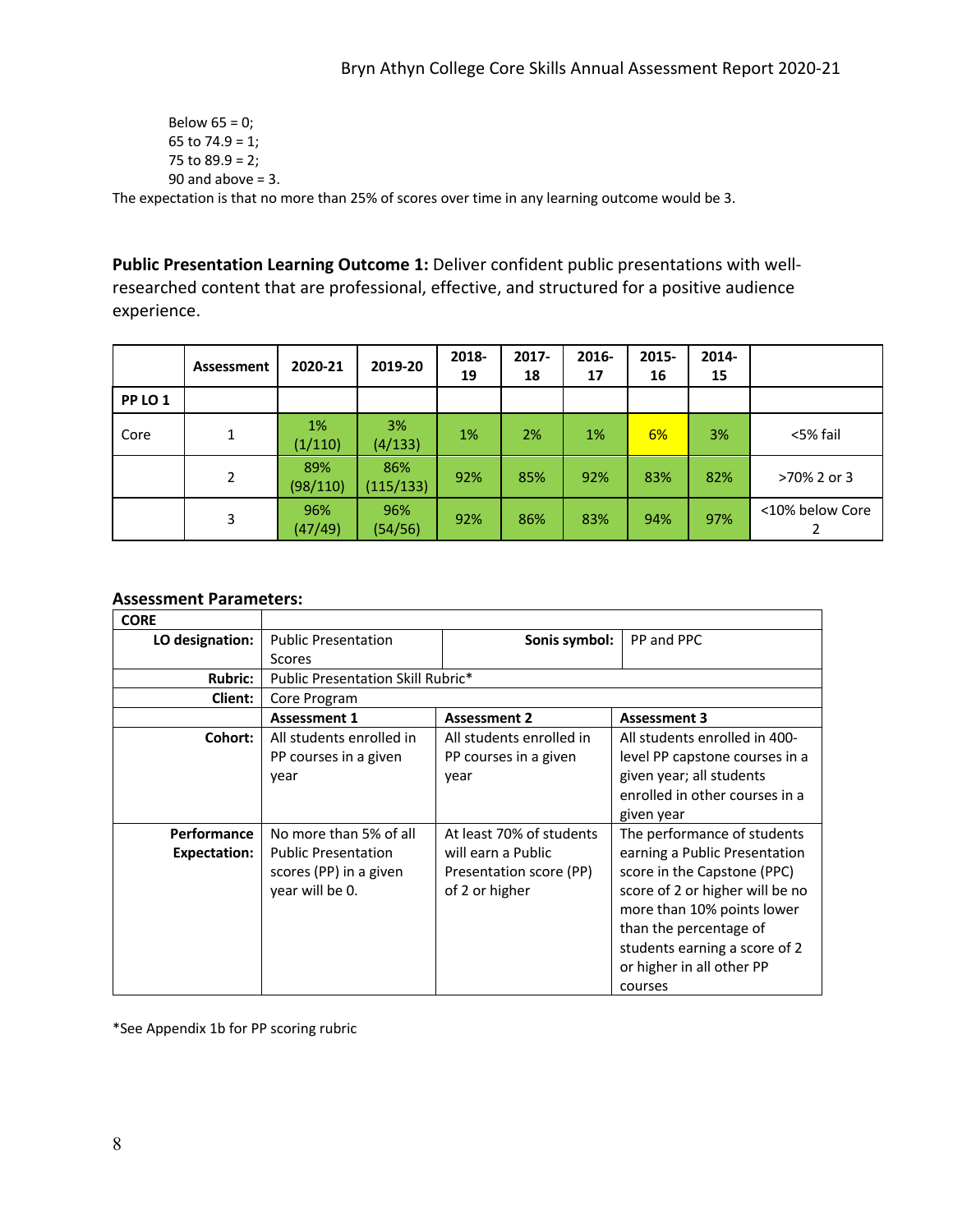Below 65 = 0;
65 to 74.9 = 1;
75 to 89.9 = 2;
90 and above = 3.

The expectation is that no more than 25% of scores over time in any learning outcome would be 3.

**Public Presentation Learning Outcome 1:** Deliver confident public presentations with well-researched content that are professional, effective, and structured for a positive audience experience.

| | Assessment | 2020-21 | 2019-20 | 2018-19 | 2017-18 | 2016-17 | 2015-16 | 2014-15 | |
|---|---|---|---|---|---|---|---|---|---|
| **PP LO 1** | | | | | | | | | |
| Core | 1 | 1% (1/110) | 3% (4/133) | 1% | 2% | 1% | 6% | 3% | <5% fail |
| | 2 | 89% (98/110) | 86% (115/133) | 92% | 85% | 92% | 83% | 82% | >70% 2 or 3 |
| | 3 | 96% (47/49) | 96% (54/56) | 92% | 86% | 83% | 94% | 97% | <10% below Core 2 |

### Assessment Parameters:

| **CORE** | | | |
|---|---|---|---|
| **LO designation:** | Public Presentation Scores | **Sonis symbol:** | PP and PPC |
| **Rubric:** | Public Presentation Skill Rubric* | | |
| **Client:** | Core Program | | |
| | **Assessment 1** | **Assessment 2** | **Assessment 3** |
| **Cohort:** | All students enrolled in PP courses in a given year | All students enrolled in PP courses in a given year | All students enrolled in 400-level PP capstone courses in a given year; all students enrolled in other courses in a given year |
| **Performance Expectation:** | No more than 5% of all Public Presentation scores (PP) in a given year will be 0. | At least 70% of students will earn a Public Presentation score (PP) of 2 or higher | The performance of students earning a Public Presentation score in the Capstone (PPC) score of 2 or higher will be no more than 10% points lower than the percentage of students earning a score of 2 or higher in all other PP courses |

*See Appendix 1b for PP scoring rubric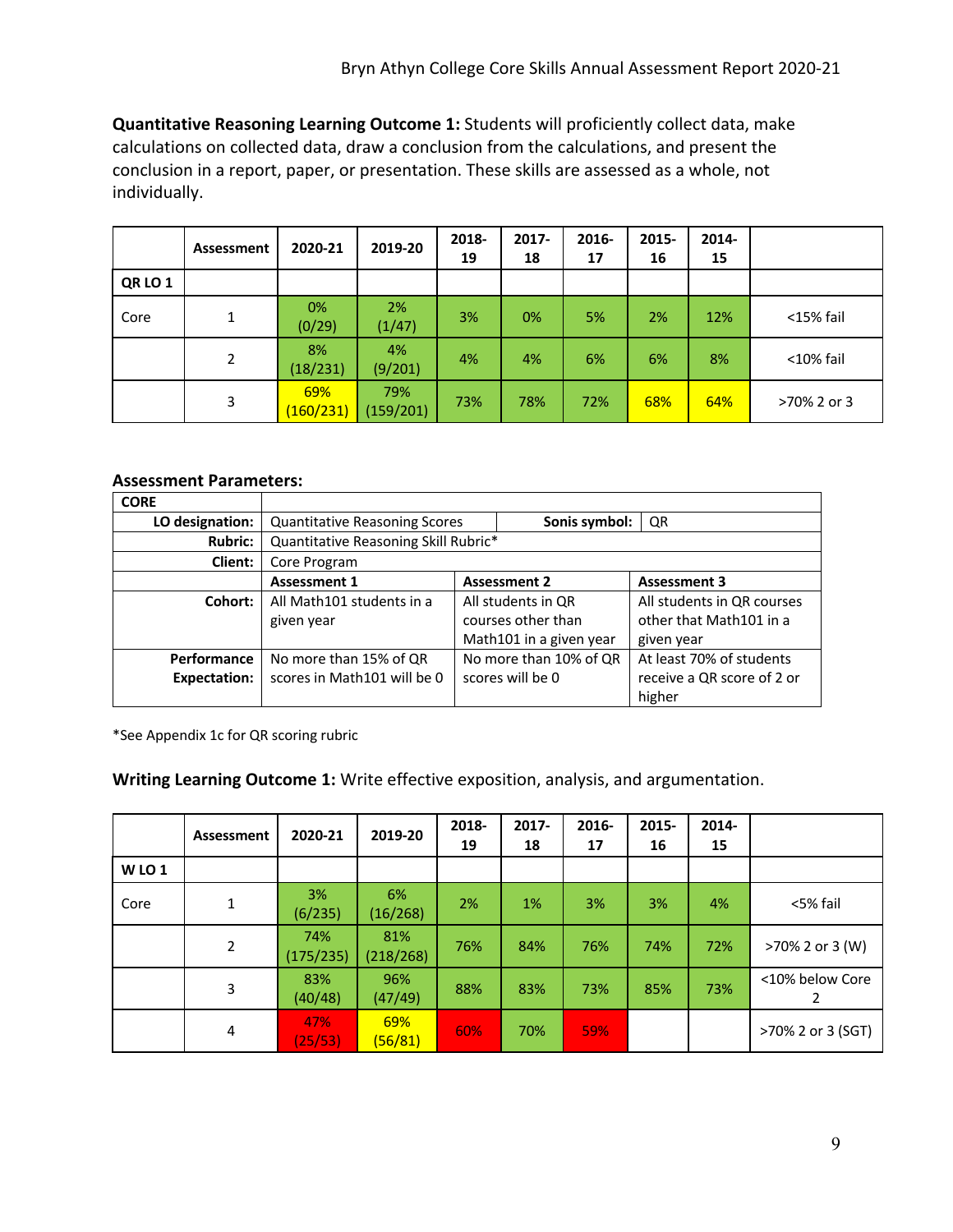**Quantitative Reasoning Learning Outcome 1:** Students will proficiently collect data, make calculations on collected data, draw a conclusion from the calculations, and present the conclusion in a report, paper, or presentation. These skills are assessed as a whole, not individually.

| | Assessment | 2020-21 | 2019-20 | 2018-19 | 2017-18 | 2016-17 | 2015-16 | 2014-15 | |
|---|---|---|---|---|---|---|---|---|---|
| **QR LO 1** | | | | | | | | | |
| Core | 1 | 0% (0/29) | 2% (1/47) | 3% | 0% | 5% | 2% | 12% | <15% fail |
| | 2 | 8% (18/231) | 4% (9/201) | 4% | 4% | 6% | 6% | 8% | <10% fail |
| | 3 | 69% (160/231) | 79% (159/201) | 73% | 78% | 72% | 68% | 64% | >70% 2 or 3 |

**Assessment Parameters:**

| **CORE** | | | |
|---|---|---|---|
| **LO designation:** | Quantitative Reasoning Scores | **Sonis symbol:** | QR |
| **Rubric:** | Quantitative Reasoning Skill Rubric* | | |
| **Client:** | Core Program | | |
| | **Assessment 1** | **Assessment 2** | **Assessment 3** |
| **Cohort:** | All Math101 students in a given year | All students in QR courses other than Math101 in a given year | All students in QR courses other that Math101 in a given year |
| **Performance Expectation:** | No more than 15% of QR scores in Math101 will be 0 | No more than 10% of QR scores will be 0 | At least 70% of students receive a QR score of 2 or higher |

*See Appendix 1c for QR scoring rubric

**Writing Learning Outcome 1:** Write effective exposition, analysis, and argumentation.

| | Assessment | 2020-21 | 2019-20 | 2018-19 | 2017-18 | 2016-17 | 2015-16 | 2014-15 | |
|---|---|---|---|---|---|---|---|---|---|
| **W LO 1** | | | | | | | | | |
| Core | 1 | 3% (6/235) | 6% (16/268) | 2% | 1% | 3% | 3% | 4% | <5% fail |
| | 2 | 74% (175/235) | 81% (218/268) | 76% | 84% | 76% | 74% | 72% | >70% 2 or 3 (W) |
| | 3 | 83% (40/48) | 96% (47/49) | 88% | 83% | 73% | 85% | 73% | <10% below Core 2 |
| | 4 | 47% (25/53) | 69% (56/81) | 60% | 70% | 59% | | | >70% 2 or 3 (SGT) |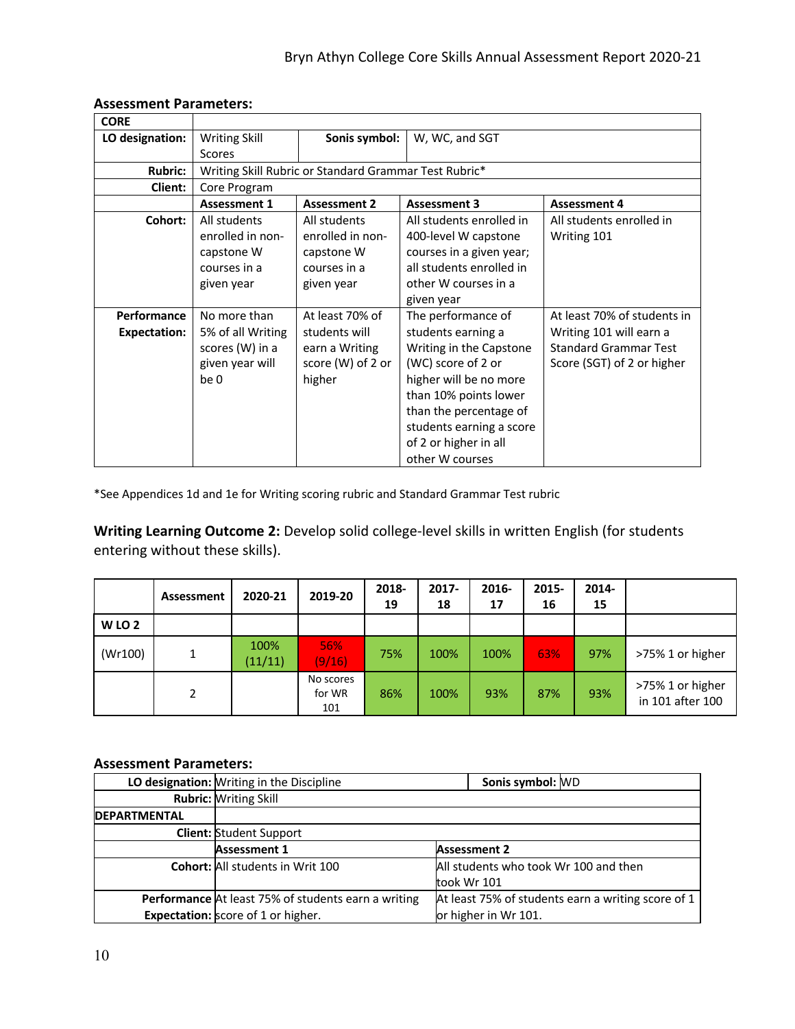**Assessment Parameters:**

| CORE | | | | |
|---|---|---|---|---|
| **LO designation:** | Writing Skill Scores | **Sonis symbol:** | W, WC, and SGT | |
| **Rubric:** | Writing Skill Rubric or Standard Grammar Test Rubric* | | | |
| **Client:** | Core Program | | | |
| | **Assessment 1** | **Assessment 2** | **Assessment 3** | **Assessment 4** |
| **Cohort:** | All students enrolled in non-capstone W courses in a given year | All students enrolled in non-capstone W courses in a given year | All students enrolled in 400-level W capstone courses in a given year; all students enrolled in other W courses in a given year | All students enrolled in Writing 101 |
| **Performance Expectation:** | No more than 5% of all Writing scores (W) in a given year will be 0 | At least 70% of students will earn a Writing score (W) of 2 or higher | The performance of students earning a Writing in the Capstone (WC) score of 2 or higher will be no more than 10% points lower than the percentage of students earning a score of 2 or higher in all other W courses | At least 70% of students in Writing 101 will earn a Standard Grammar Test Score (SGT) of 2 or higher |

*See Appendices 1d and 1e for Writing scoring rubric and Standard Grammar Test rubric

**Writing Learning Outcome 2:** Develop solid college-level skills in written English (for students entering without these skills).

| | Assessment | 2020-21 | 2019-20 | 2018-19 | 2017-18 | 2016-17 | 2015-16 | 2014-15 | |
|---|---|---|---|---|---|---|---|---|---|
| **W LO 2** | | | | | | | | | |
| (Wr100) | 1 | 100% (11/11) | 56% (9/16) | 75% | 100% | 100% | 63% | 97% | >75% 1 or higher |
| | 2 | | No scores for WR 101 | 86% | 100% | 93% | 87% | 93% | >75% 1 or higher in 101 after 100 |

**Assessment Parameters:**

| | | | |
|---|---|---|---|
| **LO designation:** | Writing in the Discipline | **Sonis symbol:** | WD |
| **Rubric:** | Writing Skill | | |
| **DEPARTMENTAL** | | | |
| **Client:** | Student Support | | |
| | **Assessment 1** | **Assessment 2** | |
| **Cohort:** | All students in Writ 100 | All students who took Wr 100 and then took Wr 101 | |
| **Performance Expectation:** | At least 75% of students earn a writing score of 1 or higher. | At least 75% of students earn a writing score of 1 or higher in Wr 101. | |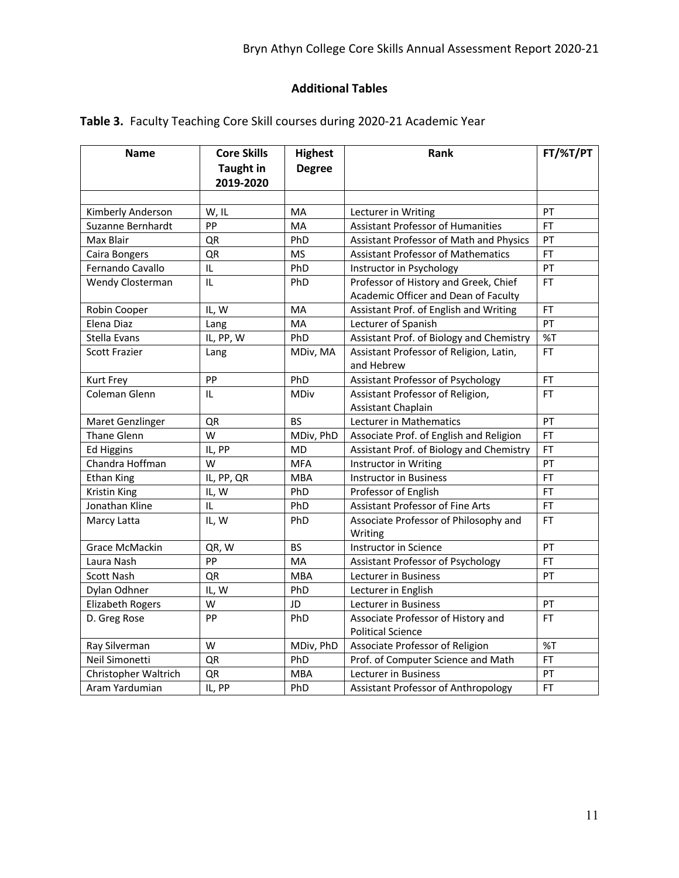## Additional Tables

**Table 3.** Faculty Teaching Core Skill courses during 2020-21 Academic Year

| Name | Core Skills Taught in 2019-2020 | Highest Degree | Rank | FT/%T/PT |
|---|---|---|---|---|
| | | | | |
| Kimberly Anderson | W, IL | MA | Lecturer in Writing | PT |
| Suzanne Bernhardt | PP | MA | Assistant Professor of Humanities | FT |
| Max Blair | QR | PhD | Assistant Professor of Math and Physics | PT |
| Caira Bongers | QR | MS | Assistant Professor of Mathematics | FT |
| Fernando Cavallo | IL | PhD | Instructor in Psychology | PT |
| Wendy Closterman | IL | PhD | Professor of History and Greek, Chief Academic Officer and Dean of Faculty | FT |
| Robin Cooper | IL, W | MA | Assistant Prof. of English and Writing | FT |
| Elena Diaz | Lang | MA | Lecturer of Spanish | PT |
| Stella Evans | IL, PP, W | PhD | Assistant Prof. of Biology and Chemistry | %T |
| Scott Frazier | Lang | MDiv, MA | Assistant Professor of Religion, Latin, and Hebrew | FT |
| Kurt Frey | PP | PhD | Assistant Professor of Psychology | FT |
| Coleman Glenn | IL | MDiv | Assistant Professor of Religion, Assistant Chaplain | FT |
| Maret Genzlinger | QR | BS | Lecturer in Mathematics | PT |
| Thane Glenn | W | MDiv, PhD | Associate Prof. of English and Religion | FT |
| Ed Higgins | IL, PP | MD | Assistant Prof. of Biology and Chemistry | FT |
| Chandra Hoffman | W | MFA | Instructor in Writing | PT |
| Ethan King | IL, PP, QR | MBA | Instructor in Business | FT |
| Kristin King | IL, W | PhD | Professor of English | FT |
| Jonathan Kline | IL | PhD | Assistant Professor of Fine Arts | FT |
| Marcy Latta | IL, W | PhD | Associate Professor of Philosophy and Writing | FT |
| Grace McMackin | QR, W | BS | Instructor in Science | PT |
| Laura Nash | PP | MA | Assistant Professor of Psychology | FT |
| Scott Nash | QR | MBA | Lecturer in Business | PT |
| Dylan Odhner | IL, W | PhD | Lecturer in English | |
| Elizabeth Rogers | W | JD | Lecturer in Business | PT |
| D. Greg Rose | PP | PhD | Associate Professor of History and Political Science | FT |
| Ray Silverman | W | MDiv, PhD | Associate Professor of Religion | %T |
| Neil Simonetti | QR | PhD | Prof. of Computer Science and Math | FT |
| Christopher Waltrich | QR | MBA | Lecturer in Business | PT |
| Aram Yardumian | IL, PP | PhD | Assistant Professor of Anthropology | FT |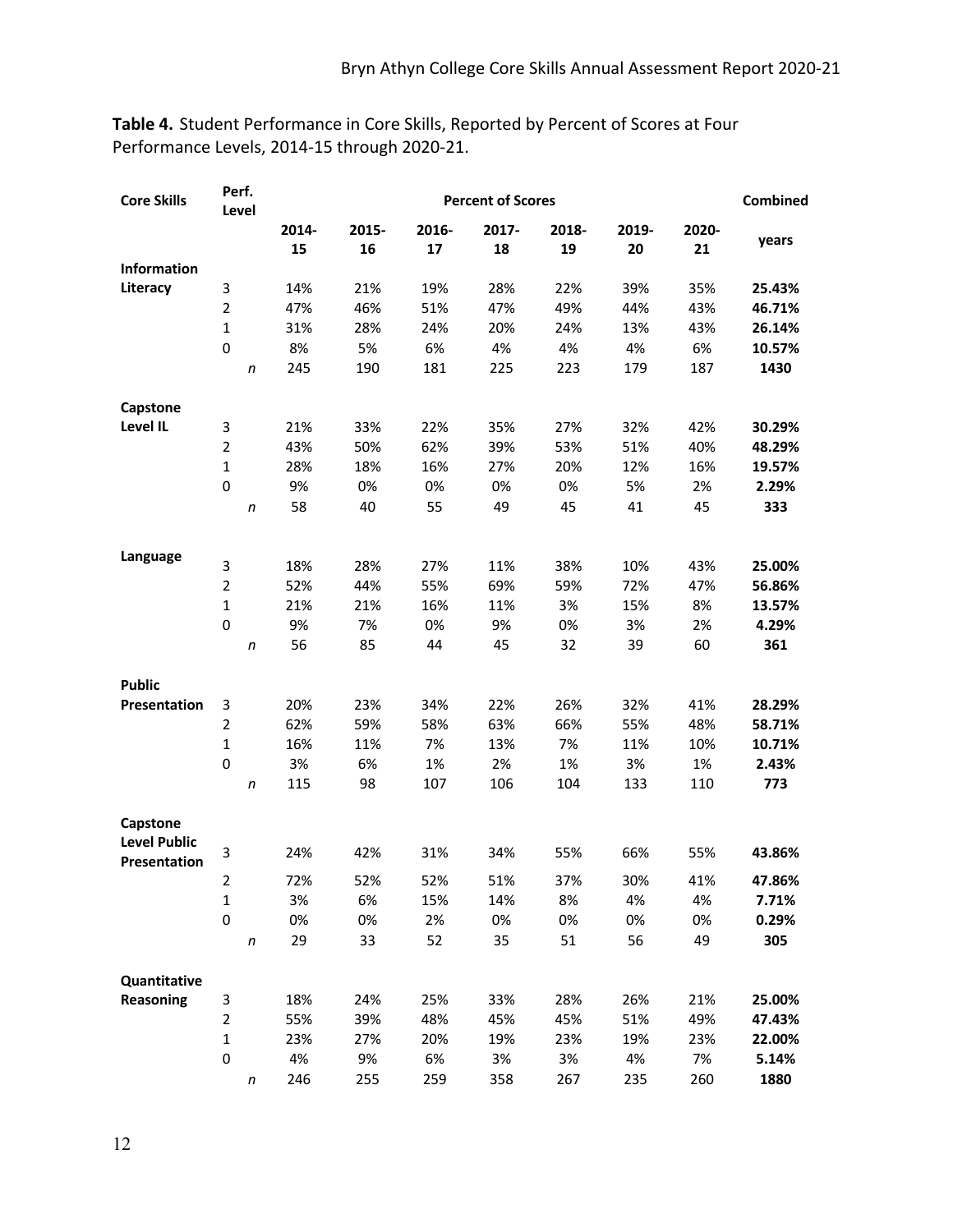**Table 4.** Student Performance in Core Skills, Reported by Percent of Scores at Four Performance Levels, 2014-15 through 2020-21.

| Core Skills | Perf. Level | Percent of Scores | | | | | | | Combined |
|---|---|---|---|---|---|---|---|---|---|
| | | 2014-15 | 2015-16 | 2016-17 | 2017-18 | 2018-19 | 2019-20 | 2020-21 | years |
| **Information Literacy** | 3 | 14% | 21% | 19% | 28% | 22% | 39% | 35% | **25.43%** |
| | 2 | 47% | 46% | 51% | 47% | 49% | 44% | 43% | **46.71%** |
| | 1 | 31% | 28% | 24% | 20% | 24% | 13% | 43% | **26.14%** |
| | 0 | 8% | 5% | 6% | 4% | 4% | 4% | 6% | **10.57%** |
| | *n* | 245 | 190 | 181 | 225 | 223 | 179 | 187 | **1430** |
| **Capstone Level IL** | 3 | 21% | 33% | 22% | 35% | 27% | 32% | 42% | **30.29%** |
| | 2 | 43% | 50% | 62% | 39% | 53% | 51% | 40% | **48.29%** |
| | 1 | 28% | 18% | 16% | 27% | 20% | 12% | 16% | **19.57%** |
| | 0 | 9% | 0% | 0% | 0% | 0% | 5% | 2% | **2.29%** |
| | *n* | 58 | 40 | 55 | 49 | 45 | 41 | 45 | **333** |
| **Language** | 3 | 18% | 28% | 27% | 11% | 38% | 10% | 43% | **25.00%** |
| | 2 | 52% | 44% | 55% | 69% | 59% | 72% | 47% | **56.86%** |
| | 1 | 21% | 21% | 16% | 11% | 3% | 15% | 8% | **13.57%** |
| | 0 | 9% | 7% | 0% | 9% | 0% | 3% | 2% | **4.29%** |
| | *n* | 56 | 85 | 44 | 45 | 32 | 39 | 60 | **361** |
| **Public Presentation** | 3 | 20% | 23% | 34% | 22% | 26% | 32% | 41% | **28.29%** |
| | 2 | 62% | 59% | 58% | 63% | 66% | 55% | 48% | **58.71%** |
| | 1 | 16% | 11% | 7% | 13% | 7% | 11% | 10% | **10.71%** |
| | 0 | 3% | 6% | 1% | 2% | 1% | 3% | 1% | **2.43%** |
| | *n* | 115 | 98 | 107 | 106 | 104 | 133 | 110 | **773** |
| **Capstone Level Public Presentation** | 3 | 24% | 42% | 31% | 34% | 55% | 66% | 55% | **43.86%** |
| | 2 | 72% | 52% | 52% | 51% | 37% | 30% | 41% | **47.86%** |
| | 1 | 3% | 6% | 15% | 14% | 8% | 4% | 4% | **7.71%** |
| | 0 | 0% | 0% | 2% | 0% | 0% | 0% | 0% | **0.29%** |
| | *n* | 29 | 33 | 52 | 35 | 51 | 56 | 49 | **305** |
| **Quantitative Reasoning** | 3 | 18% | 24% | 25% | 33% | 28% | 26% | 21% | **25.00%** |
| | 2 | 55% | 39% | 48% | 45% | 45% | 51% | 49% | **47.43%** |
| | 1 | 23% | 27% | 20% | 19% | 23% | 19% | 23% | **22.00%** |
| | 0 | 4% | 9% | 6% | 3% | 3% | 4% | 7% | **5.14%** |
| | *n* | 246 | 255 | 259 | 358 | 267 | 235 | 260 | **1880** |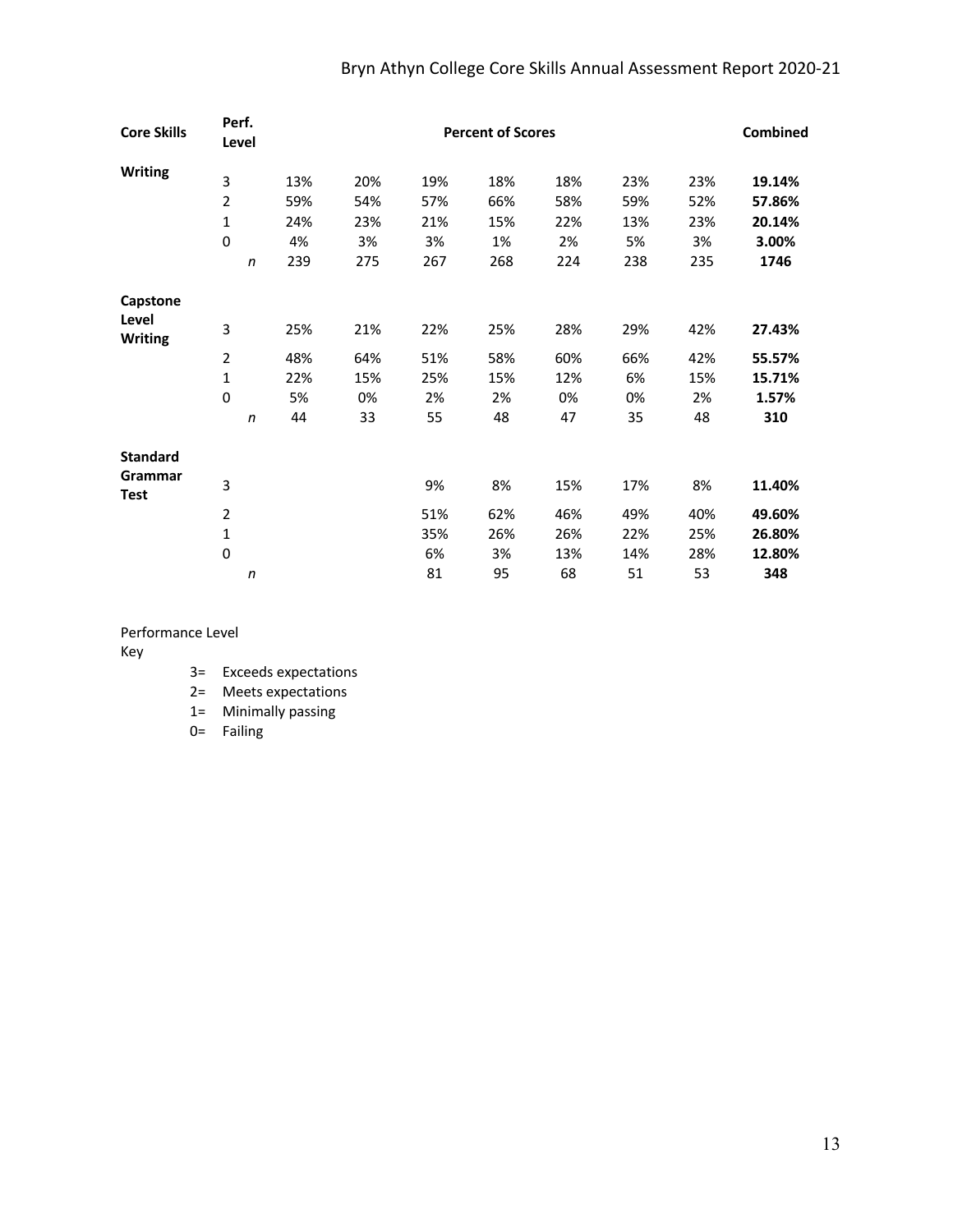| Core Skills | Perf. Level | | Percent of Scores | | | | | | | Combined |
|---|---|---|---|---|---|---|---|---|---|---|
| Writing | 3 | | 13% | 20% | 19% | 18% | 18% | 23% | 23% | **19.14%** |
| | 2 | | 59% | 54% | 57% | 66% | 58% | 59% | 52% | **57.86%** |
| | 1 | | 24% | 23% | 21% | 15% | 22% | 13% | 23% | **20.14%** |
| | 0 | | 4% | 3% | 3% | 1% | 2% | 5% | 3% | **3.00%** |
| | | *n* | 239 | 275 | 267 | 268 | 224 | 238 | 235 | **1746** |
| Capstone Level Writing | 3 | | 25% | 21% | 22% | 25% | 28% | 29% | 42% | **27.43%** |
| | 2 | | 48% | 64% | 51% | 58% | 60% | 66% | 42% | **55.57%** |
| | 1 | | 22% | 15% | 25% | 15% | 12% | 6% | 15% | **15.71%** |
| | 0 | | 5% | 0% | 2% | 2% | 0% | 0% | 2% | **1.57%** |
| | | *n* | 44 | 33 | 55 | 48 | 47 | 35 | 48 | **310** |
| Standard Grammar Test | 3 | | | | 9% | 8% | 15% | 17% | 8% | **11.40%** |
| | 2 | | | | 51% | 62% | 46% | 49% | 40% | **49.60%** |
| | 1 | | | | 35% | 26% | 26% | 22% | 25% | **26.80%** |
| | 0 | | | | 6% | 3% | 13% | 14% | 28% | **12.80%** |
| | | *n* | | | 81 | 95 | 68 | 51 | 53 | **348** |

Performance Level Key

- 3= Exceeds expectations
- 2= Meets expectations
- 1= Minimally passing
- 0= Failing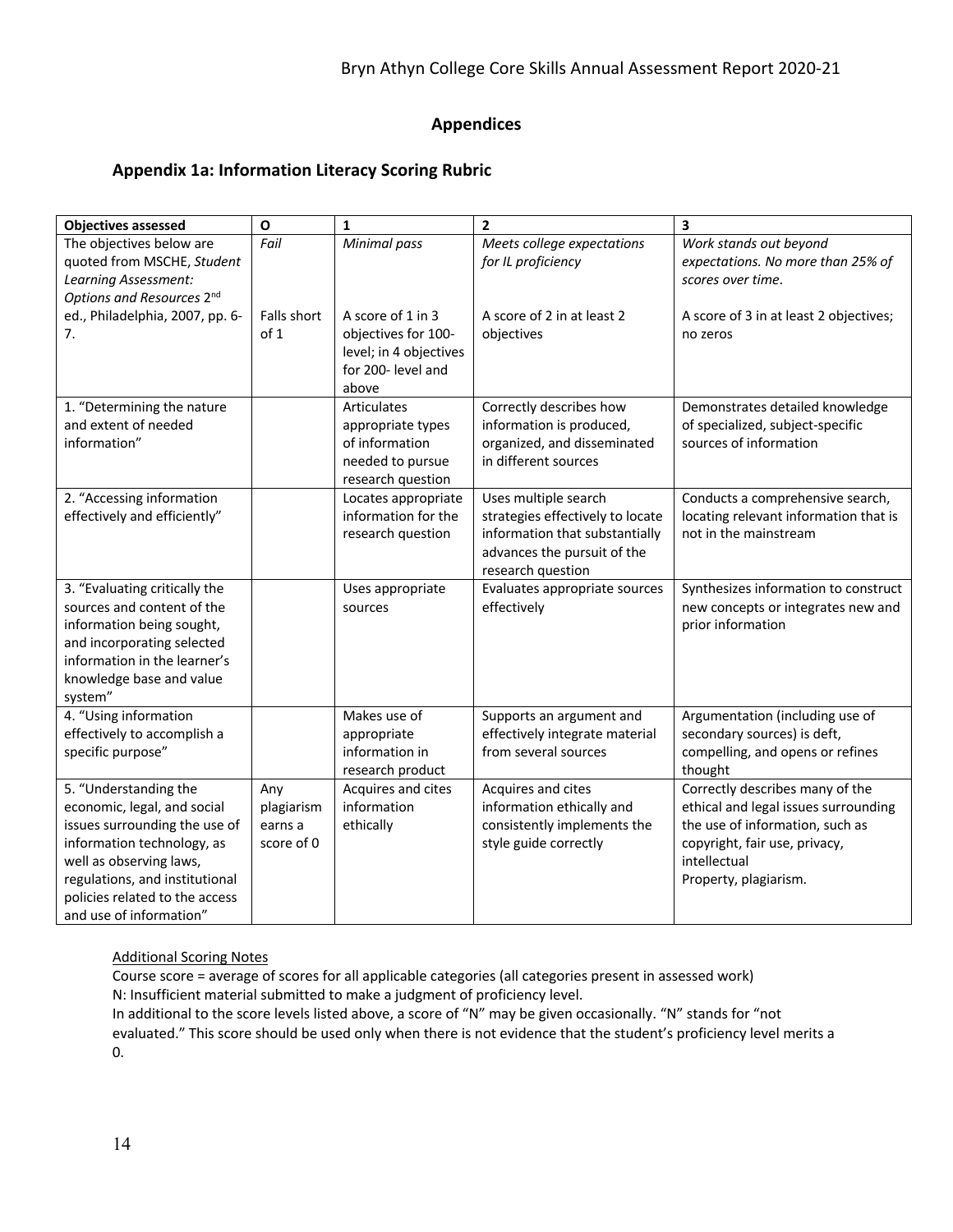## Appendices

### Appendix 1a: Information Literacy Scoring Rubric

| Objectives assessed | O | 1 | 2 | 3 |
|---|---|---|---|---|
| The objectives below are quoted from MSCHE, *Student Learning Assessment: Options and Resources* 2nd ed., Philadelphia, 2007, pp. 6-7. | *Fail*<br><br>Falls short of 1 | *Minimal pass*<br><br>A score of 1 in 3 objectives for 100-level; in 4 objectives for 200- level and above | *Meets college expectations for IL proficiency*<br><br>A score of 2 in at least 2 objectives | *Work stands out beyond expectations. No more than 25% of scores over time.*<br><br>A score of 3 in at least 2 objectives; no zeros |
| 1. "Determining the nature and extent of needed information" | | Articulates appropriate types of information needed to pursue research question | Correctly describes how information is produced, organized, and disseminated in different sources | Demonstrates detailed knowledge of specialized, subject-specific sources of information |
| 2. "Accessing information effectively and efficiently" | | Locates appropriate information for the research question | Uses multiple search strategies effectively to locate information that substantially advances the pursuit of the research question | Conducts a comprehensive search, locating relevant information that is not in the mainstream |
| 3. "Evaluating critically the sources and content of the information being sought, and incorporating selected information in the learner's knowledge base and value system" | | Uses appropriate sources | Evaluates appropriate sources effectively | Synthesizes information to construct new concepts or integrates new and prior information |
| 4. "Using information effectively to accomplish a specific purpose" | | Makes use of appropriate information in research product | Supports an argument and effectively integrate material from several sources | Argumentation (including use of secondary sources) is deft, compelling, and opens or refines thought |
| 5. "Understanding the economic, legal, and social issues surrounding the use of information technology, as well as observing laws, regulations, and institutional policies related to the access and use of information" | Any plagiarism earns a score of 0 | Acquires and cites information ethically | Acquires and cites information ethically and consistently implements the style guide correctly | Correctly describes many of the ethical and legal issues surrounding the use of information, such as copyright, fair use, privacy, intellectual Property, plagiarism. |

Additional Scoring Notes

Course score = average of scores for all applicable categories (all categories present in assessed work)

N: Insufficient material submitted to make a judgment of proficiency level.

In additional to the score levels listed above, a score of "N" may be given occasionally. "N" stands for "not evaluated." This score should be used only when there is not evidence that the student's proficiency level merits a 0.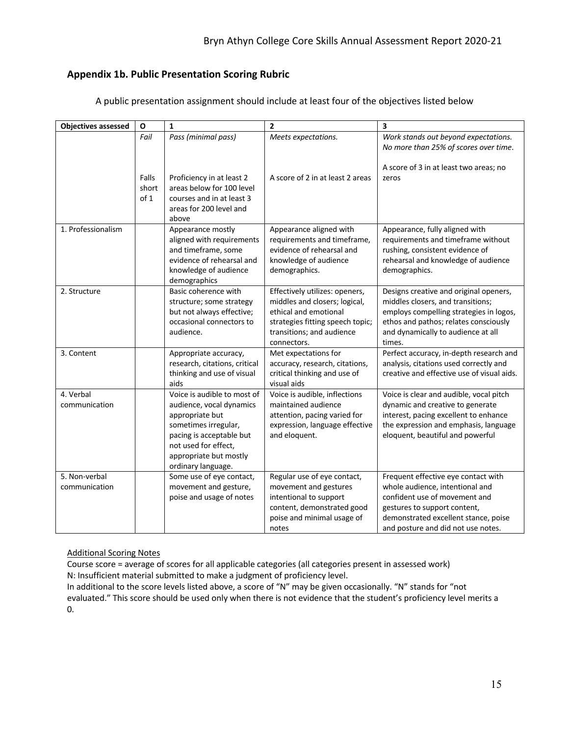## Appendix 1b. Public Presentation Scoring Rubric

A public presentation assignment should include at least four of the objectives listed below

| Objectives assessed | O | 1 | 2 | 3 |
|---|---|---|---|---|
| | *Fail*<br><br>Falls short of 1 | *Pass (minimal pass)*<br><br>Proficiency in at least 2 areas below for 100 level courses and in at least 3 areas for 200 level and above | *Meets expectations.*<br><br>A score of 2 in at least 2 areas | *Work stands out beyond expectations. No more than 25% of scores over time.*<br><br>A score of 3 in at least two areas; no zeros |
| 1. Professionalism | | Appearance mostly aligned with requirements and timeframe, some evidence of rehearsal and knowledge of audience demographics | Appearance aligned with requirements and timeframe, evidence of rehearsal and knowledge of audience demographics. | Appearance, fully aligned with requirements and timeframe without rushing, consistent evidence of rehearsal and knowledge of audience demographics. |
| 2. Structure | | Basic coherence with structure; some strategy but not always effective; occasional connectors to audience. | Effectively utilizes: openers, middles and closers; logical, ethical and emotional strategies fitting speech topic; transitions; and audience connectors. | Designs creative and original openers, middles closers, and transitions; employs compelling strategies in logos, ethos and pathos; relates consciously and dynamically to audience at all times. |
| 3. Content | | Appropriate accuracy, research, citations, critical thinking and use of visual aids | Met expectations for accuracy, research, citations, critical thinking and use of visual aids | Perfect accuracy, in-depth research and analysis, citations used correctly and creative and effective use of visual aids. |
| 4. Verbal communication | | Voice is audible to most of audience, vocal dynamics appropriate but sometimes irregular, pacing is acceptable but not used for effect, appropriate but mostly ordinary language. | Voice is audible, inflections maintained audience attention, pacing varied for expression, language effective and eloquent. | Voice is clear and audible, vocal pitch dynamic and creative to generate interest, pacing excellent to enhance the expression and emphasis, language eloquent, beautiful and powerful |
| 5. Non-verbal communication | | Some use of eye contact, movement and gesture, poise and usage of notes | Regular use of eye contact, movement and gestures intentional to support content, demonstrated good poise and minimal usage of notes | Frequent effective eye contact with whole audience, intentional and confident use of movement and gestures to support content, demonstrated excellent stance, poise and posture and did not use notes. |

Additional Scoring Notes

Course score = average of scores for all applicable categories (all categories present in assessed work)

N: Insufficient material submitted to make a judgment of proficiency level.

In additional to the score levels listed above, a score of "N" may be given occasionally. "N" stands for "not evaluated." This score should be used only when there is not evidence that the student's proficiency level merits a 0.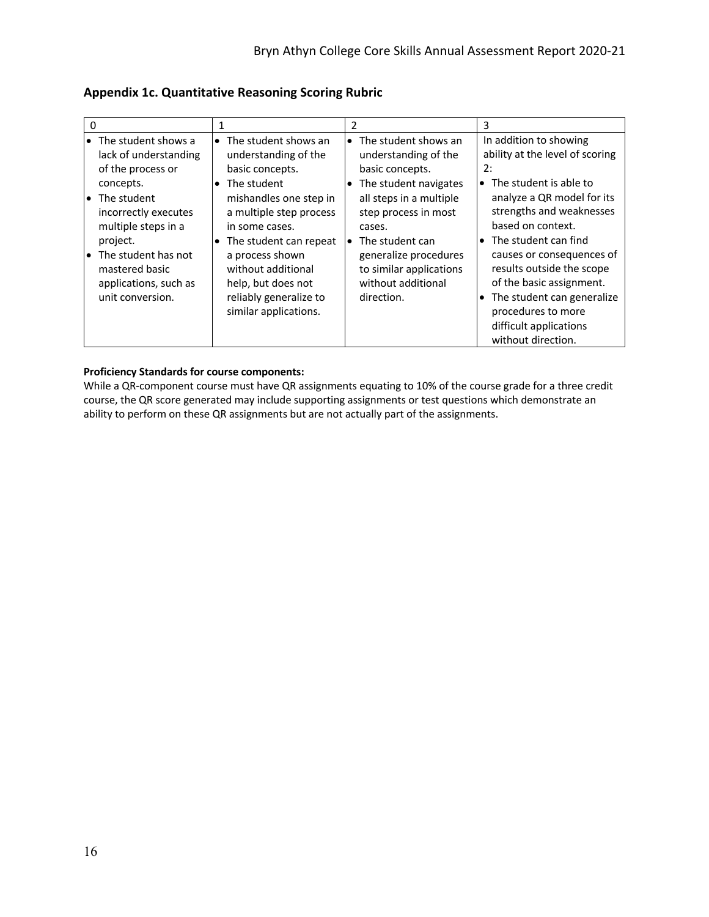## Appendix 1c. Quantitative Reasoning Scoring Rubric

| 0 | 1 | 2 | 3 |
|---|---|---|---|
| • The student shows a lack of understanding of the process or concepts.<br>• The student incorrectly executes multiple steps in a project.<br>• The student has not mastered basic applications, such as unit conversion. | • The student shows an understanding of the basic concepts.<br>• The student mishandles one step in a multiple step process in some cases.<br>• The student can repeat a process shown without additional help, but does not reliably generalize to similar applications. | • The student shows an understanding of the basic concepts.<br>• The student navigates all steps in a multiple step process in most cases.<br>• The student can generalize procedures to similar applications without additional direction. | In addition to showing ability at the level of scoring 2:<br>• The student is able to analyze a QR model for its strengths and weaknesses based on context.<br>• The student can find causes or consequences of results outside the scope of the basic assignment.<br>• The student can generalize procedures to more difficult applications without direction. |

**Proficiency Standards for course components:**
While a QR-component course must have QR assignments equating to 10% of the course grade for a three credit course, the QR score generated may include supporting assignments or test questions which demonstrate an ability to perform on these QR assignments but are not actually part of the assignments.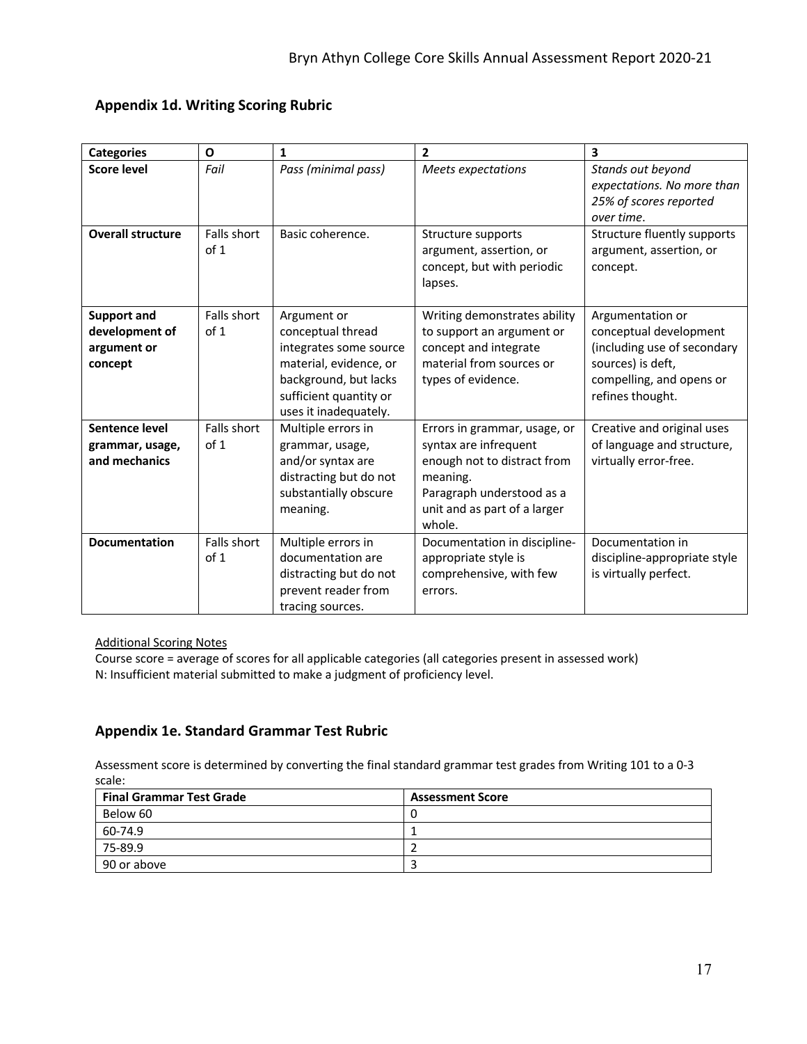## Appendix 1d. Writing Scoring Rubric

| Categories | O | 1 | 2 | 3 |
|---|---|---|---|---|
| **Score level** | *Fail* | *Pass (minimal pass)* | *Meets expectations* | *Stands out beyond expectations. No more than 25% of scores reported over time.* |
| **Overall structure** | Falls short of 1 | Basic coherence. | Structure supports argument, assertion, or concept, but with periodic lapses. | Structure fluently supports argument, assertion, or concept. |
| **Support and development of argument or concept** | Falls short of 1 | Argument or conceptual thread integrates some source material, evidence, or background, but lacks sufficient quantity or uses it inadequately. | Writing demonstrates ability to support an argument or concept and integrate material from sources or types of evidence. | Argumentation or conceptual development (including use of secondary sources) is deft, compelling, and opens or refines thought. |
| **Sentence level grammar, usage, and mechanics** | Falls short of 1 | Multiple errors in grammar, usage, and/or syntax are distracting but do not substantially obscure meaning. | Errors in grammar, usage, or syntax are infrequent enough not to distract from meaning. Paragraph understood as a unit and as part of a larger whole. | Creative and original uses of language and structure, virtually error-free. |
| **Documentation** | Falls short of 1 | Multiple errors in documentation are distracting but do not prevent reader from tracing sources. | Documentation in discipline-appropriate style is comprehensive, with few errors. | Documentation in discipline-appropriate style is virtually perfect. |

Additional Scoring Notes

Course score = average of scores for all applicable categories (all categories present in assessed work)

N: Insufficient material submitted to make a judgment of proficiency level.

## Appendix 1e. Standard Grammar Test Rubric

Assessment score is determined by converting the final standard grammar test grades from Writing 101 to a 0-3 scale:

| Final Grammar Test Grade | Assessment Score |
|---|---|
| Below 60 | 0 |
| 60-74.9 | 1 |
| 75-89.9 | 2 |
| 90 or above | 3 |